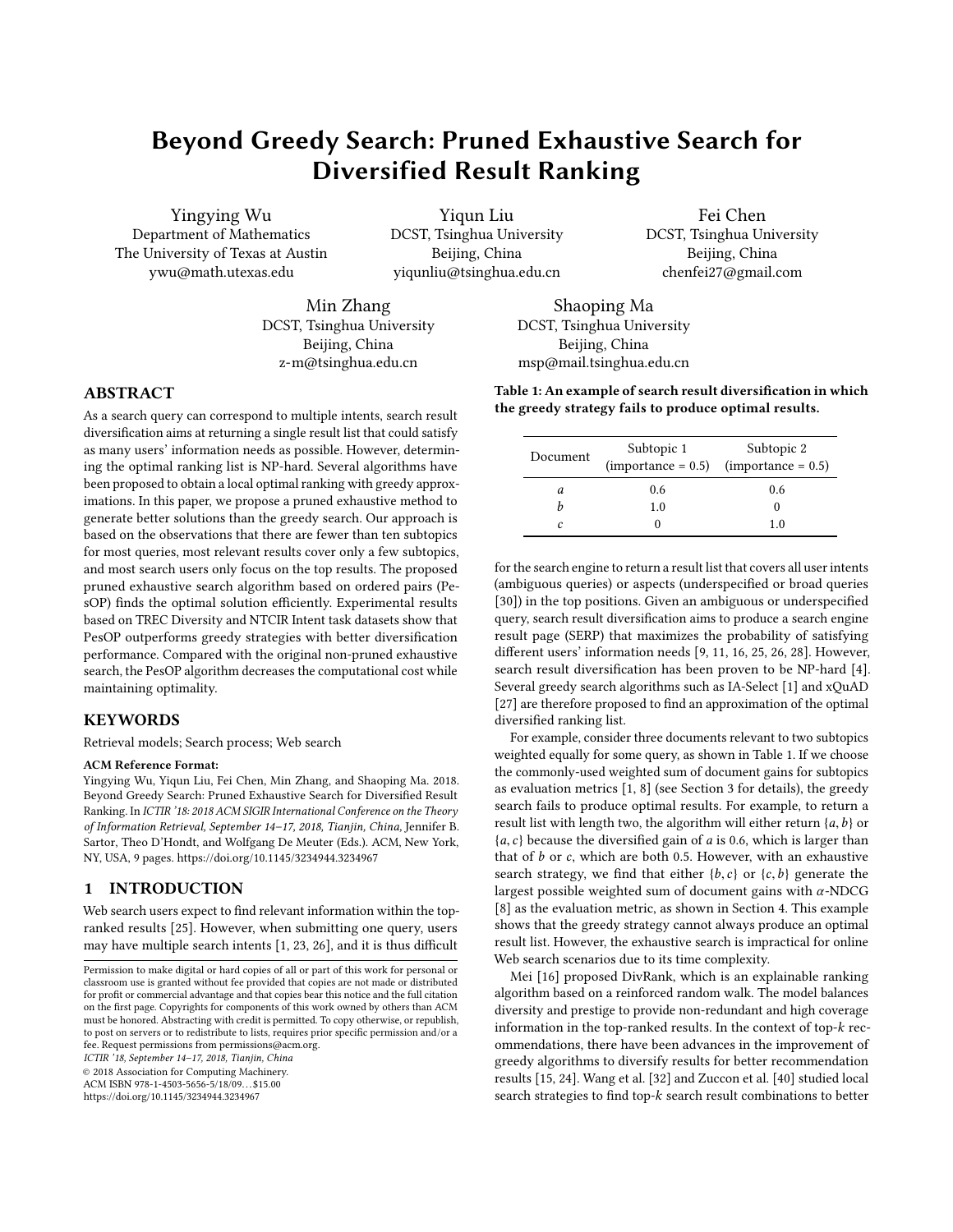# Beyond Greedy Search: Pruned Exhaustive Search for Diversified Result Ranking

Yingying Wu
Department of Mathematics
The University of Texas at Austin
ywu@math.utexas.edu

Yiqun Liu
DCST, Tsinghua University
Beijing, China
yiqunliu@tsinghua.edu.cn

Fei Chen
DCST, Tsinghua University
Beijing, China
chenfei27@gmail.com

Min Zhang
DCST, Tsinghua University
Beijing, China
z-m@tsinghua.edu.cn

Shaoping Ma
DCST, Tsinghua University
Beijing, China
msp@mail.tsinghua.edu.cn

## ABSTRACT

As a search query can correspond to multiple intents, search result diversification aims at returning a single result list that could satisfy as many users' information needs as possible. However, determining the optimal ranking list is NP-hard. Several algorithms have been proposed to obtain a local optimal ranking with greedy approximations. In this paper, we propose a pruned exhaustive method to generate better solutions than the greedy search. Our approach is based on the observations that there are fewer than ten subtopics for most queries, most relevant results cover only a few subtopics, and most search users only focus on the top results. The proposed pruned exhaustive search algorithm based on ordered pairs (PesOP) finds the optimal solution efficiently. Experimental results based on TREC Diversity and NTCIR Intent task datasets show that PesOP outperforms greedy strategies with better diversification performance. Compared with the original non-pruned exhaustive search, the PesOP algorithm decreases the computational cost while maintaining optimality.

## KEYWORDS

Retrieval models; Search process; Web search

**ACM Reference Format:**
Yingying Wu, Yiqun Liu, Fei Chen, Min Zhang, and Shaoping Ma. 2018. Beyond Greedy Search: Pruned Exhaustive Search for Diversified Result Ranking. In *ICTIR '18: 2018 ACM SIGIR International Conference on the Theory of Information Retrieval, September 14–17, 2018, Tianjin, China*, Jennifer B. Sartor, Theo D'Hondt, and Wolfgang De Meuter (Eds.). ACM, New York, NY, USA, 9 pages. https://doi.org/10.1145/3234944.3234967

## 1 INTRODUCTION

Web search users expect to find relevant information within the top-ranked results [25]. However, when submitting one query, users may have multiple search intents [1, 23, 26], and it is thus difficult for the search engine to return a result list that covers all user intents (ambiguous queries) or aspects (underspecified or broad queries [30]) in the top positions. Given an ambiguous or underspecified query, search result diversification aims to produce a search engine result page (SERP) that maximizes the probability of satisfying different users' information needs [9, 11, 16, 25, 26, 28]. However, search result diversification has been proven to be NP-hard [4]. Several greedy search algorithms such as IA-Select [1] and xQuAD [27] are therefore proposed to find an approximation of the optimal diversified ranking list.

**Table 1: An example of search result diversification in which the greedy strategy fails to produce optimal results.**

| Document | Subtopic 1 (importance = 0.5) | Subtopic 2 (importance = 0.5) |
|---|---|---|
| $a$ | 0.6 | 0.6 |
| $b$ | 1.0 | 0 |
| $c$ | 0 | 1.0 |

For example, consider three documents relevant to two subtopics weighted equally for some query, as shown in Table 1. If we choose the commonly-used weighted sum of document gains for subtopics as evaluation metrics [1, 8] (see Section 3 for details), the greedy search fails to produce optimal results. For example, to return a result list with length two, the algorithm will either return $\{a, b\}$ or $\{a, c\}$ because the diversified gain of $a$ is 0.6, which is larger than that of $b$ or $c$, which are both 0.5. However, with an exhaustive search strategy, we find that either $\{b, c\}$ or $\{c, b\}$ generate the largest possible weighted sum of document gains with $\alpha$-NDCG [8] as the evaluation metric, as shown in Section 4. This example shows that the greedy strategy cannot always produce an optimal result list. However, the exhaustive search is impractical for online Web search scenarios due to its time complexity.

Mei [16] proposed DivRank, which is an explainable ranking algorithm based on a reinforced random walk. The model balances diversity and prestige to provide non-redundant and high coverage information in the top-ranked results. In the context of top-$k$ recommendations, there have been advances in the improvement of greedy algorithms to diversify results for better recommendation results [15, 24]. Wang et al. [32] and Zuccon et al. [40] studied local search strategies to find top-$k$ search result combinations to better

Permission to make digital or hard copies of all or part of this work for personal or classroom use is granted without fee provided that copies are not made or distributed for profit or commercial advantage and that copies bear this notice and the full citation on the first page. Copyrights for components of this work owned by others than ACM must be honored. Abstracting with credit is permitted. To copy otherwise, or republish, to post on servers or to redistribute to lists, requires prior specific permission and/or a fee. Request permissions from permissions@acm.org.
*ICTIR '18, September 14–17, 2018, Tianjin, China*
© 2018 Association for Computing Machinery.
ACM ISBN 978-1-4503-5656-5/18/09…$15.00
https://doi.org/10.1145/3234944.3234967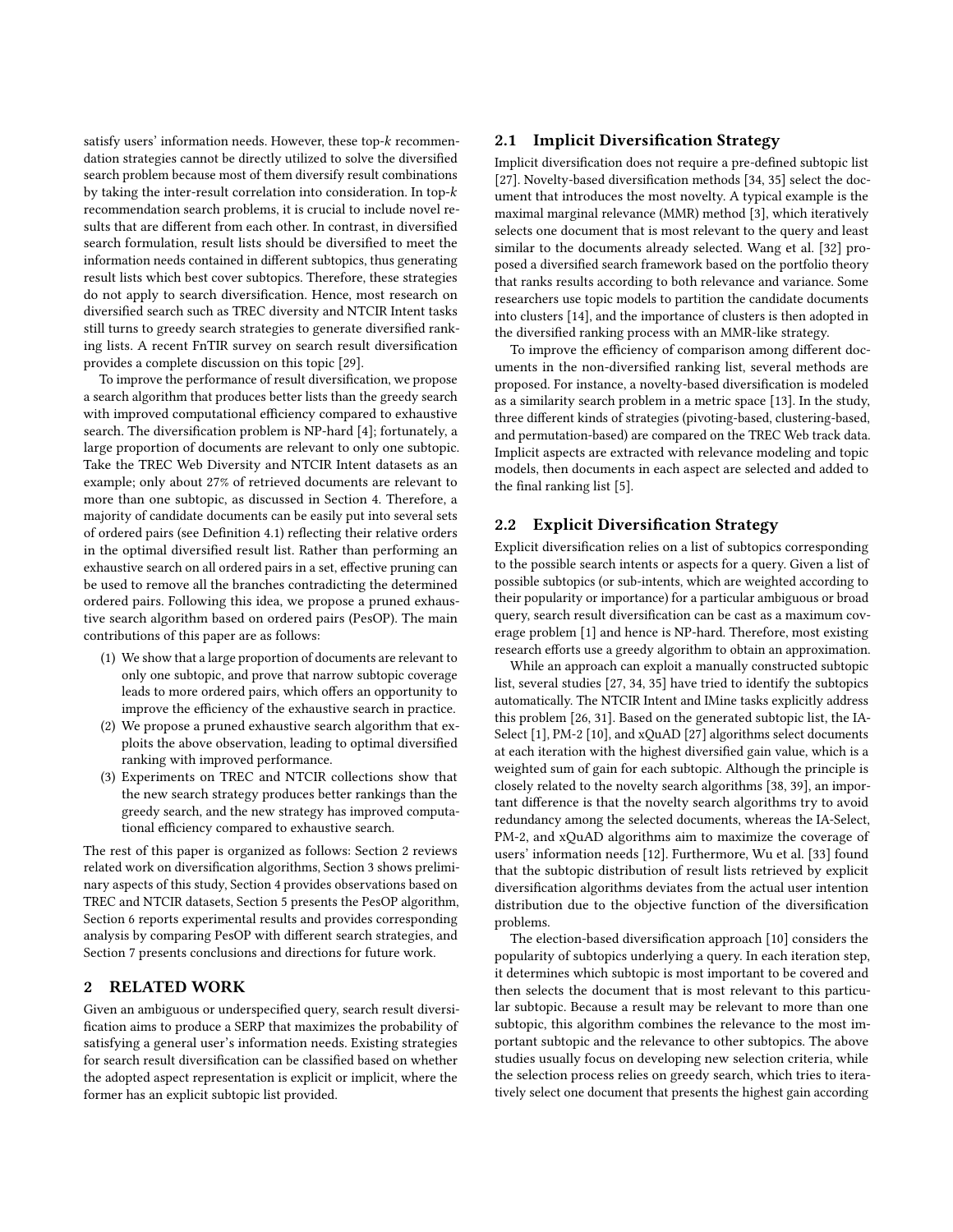satisfy users' information needs. However, these top-$k$ recommendation strategies cannot be directly utilized to solve the diversified search problem because most of them diversify result combinations by taking the inter-result correlation into consideration. In top-$k$ recommendation search problems, it is crucial to include novel results that are different from each other. In contrast, in diversified search formulation, result lists should be diversified to meet the information needs contained in different subtopics, thus generating result lists which best cover subtopics. Therefore, these strategies do not apply to search diversification. Hence, most research on diversified search such as TREC diversity and NTCIR Intent tasks still turns to greedy search strategies to generate diversified ranking lists. A recent FnTIR survey on search result diversification provides a complete discussion on this topic [29].

To improve the performance of result diversification, we propose a search algorithm that produces better lists than the greedy search with improved computational efficiency compared to exhaustive search. The diversification problem is NP-hard [4]; fortunately, a large proportion of documents are relevant to only one subtopic. Take the TREC Web Diversity and NTCIR Intent datasets as an example; only about 27% of retrieved documents are relevant to more than one subtopic, as discussed in Section 4. Therefore, a majority of candidate documents can be easily put into several sets of ordered pairs (see Definition 4.1) reflecting their relative orders in the optimal diversified result list. Rather than performing an exhaustive search on all ordered pairs in a set, effective pruning can be used to remove all the branches contradicting the determined ordered pairs. Following this idea, we propose a pruned exhaustive search algorithm based on ordered pairs (PesOP). The main contributions of this paper are as follows:

1. We show that a large proportion of documents are relevant to only one subtopic, and prove that narrow subtopic coverage leads to more ordered pairs, which offers an opportunity to improve the efficiency of the exhaustive search in practice.
2. We propose a pruned exhaustive search algorithm that exploits the above observation, leading to optimal diversified ranking with improved performance.
3. Experiments on TREC and NTCIR collections show that the new search strategy produces better rankings than the greedy search, and the new strategy has improved computational efficiency compared to exhaustive search.

The rest of this paper is organized as follows: Section 2 reviews related work on diversification algorithms, Section 3 shows preliminary aspects of this study, Section 4 provides observations based on TREC and NTCIR datasets, Section 5 presents the PesOP algorithm, Section 6 reports experimental results and provides corresponding analysis by comparing PesOP with different search strategies, and Section 7 presents conclusions and directions for future work.

## 2 RELATED WORK

Given an ambiguous or underspecified query, search result diversification aims to produce a SERP that maximizes the probability of satisfying a general user's information needs. Existing strategies for search result diversification can be classified based on whether the adopted aspect representation is explicit or implicit, where the former has an explicit subtopic list provided.

### 2.1 Implicit Diversification Strategy

Implicit diversification does not require a pre-defined subtopic list [27]. Novelty-based diversification methods [34, 35] select the document that introduces the most novelty. A typical example is the maximal marginal relevance (MMR) method [3], which iteratively selects one document that is most relevant to the query and least similar to the documents already selected. Wang et al. [32] proposed a diversified search framework based on the portfolio theory that ranks results according to both relevance and variance. Some researchers use topic models to partition the candidate documents into clusters [14], and the importance of clusters is then adopted in the diversified ranking process with an MMR-like strategy.

To improve the efficiency of comparison among different documents in the non-diversified ranking list, several methods are proposed. For instance, a novelty-based diversification is modeled as a similarity search problem in a metric space [13]. In the study, three different kinds of strategies (pivoting-based, clustering-based, and permutation-based) are compared on the TREC Web track data. Implicit aspects are extracted with relevance modeling and topic models, then documents in each aspect are selected and added to the final ranking list [5].

### 2.2 Explicit Diversification Strategy

Explicit diversification relies on a list of subtopics corresponding to the possible search intents or aspects for a query. Given a list of possible subtopics (or sub-intents, which are weighted according to their popularity or importance) for a particular ambiguous or broad query, search result diversification can be cast as a maximum coverage problem [1] and hence is NP-hard. Therefore, most existing research efforts use a greedy algorithm to obtain an approximation.

While an approach can exploit a manually constructed subtopic list, several studies [27, 34, 35] have tried to identify the subtopics automatically. The NTCIR Intent and IMine tasks explicitly address this problem [26, 31]. Based on the generated subtopic list, the IA-Select [1], PM-2 [10], and xQuAD [27] algorithms select documents at each iteration with the highest diversified gain value, which is a weighted sum of gain for each subtopic. Although the principle is closely related to the novelty search algorithms [38, 39], an important difference is that the novelty search algorithms try to avoid redundancy among the selected documents, whereas the IA-Select, PM-2, and xQuAD algorithms aim to maximize the coverage of users' information needs [12]. Furthermore, Wu et al. [33] found that the subtopic distribution of result lists retrieved by explicit diversification algorithms deviates from the actual user intention distribution due to the objective function of the diversification problems.

The election-based diversification approach [10] considers the popularity of subtopics underlying a query. In each iteration step, it determines which subtopic is most important to be covered and then selects the document that is most relevant to this particular subtopic. Because a result may be relevant to more than one subtopic, this algorithm combines the relevance to the most important subtopic and the relevance to other subtopics. The above studies usually focus on developing new selection criteria, while the selection process relies on greedy search, which tries to iteratively select one document that presents the highest gain according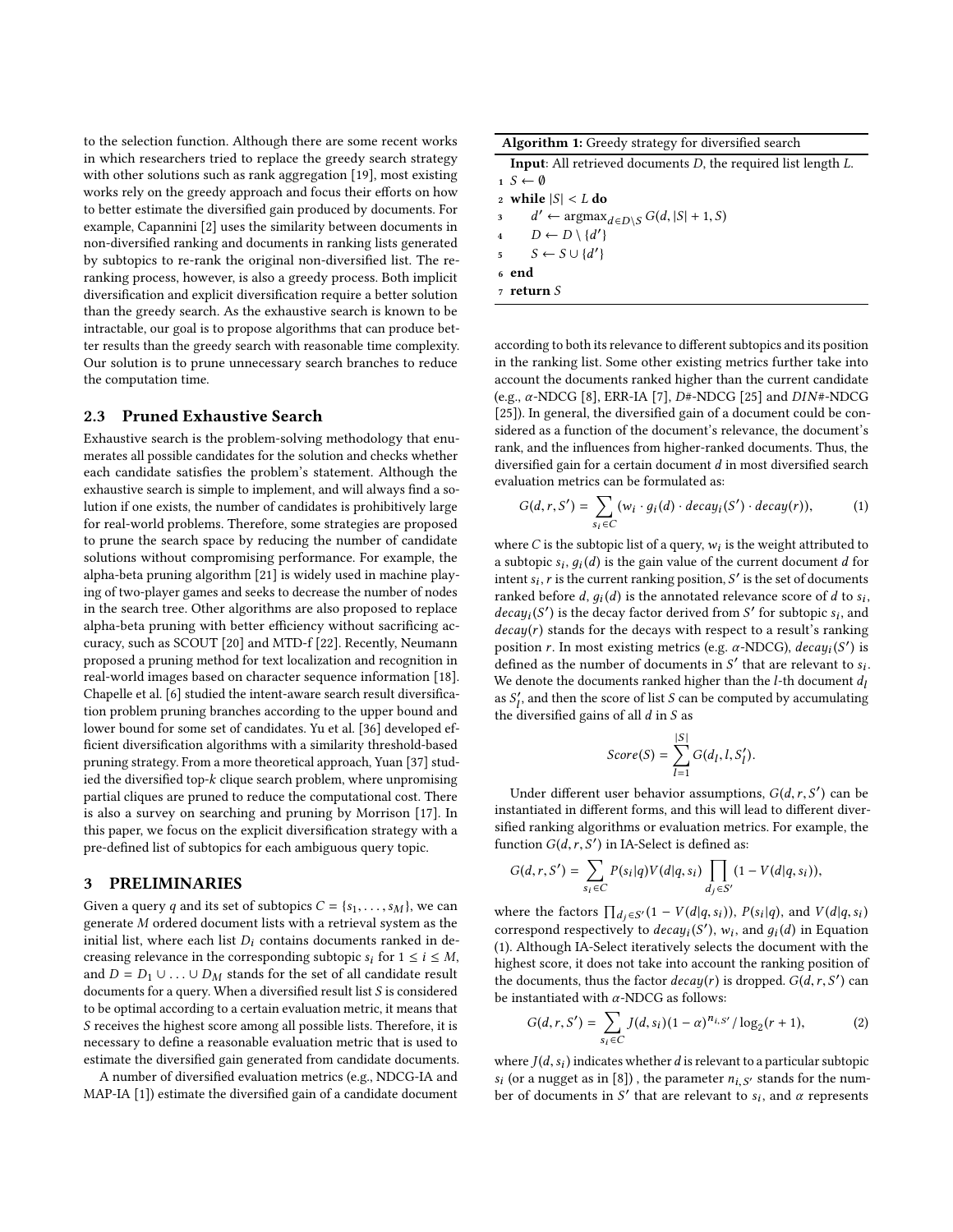to the selection function. Although there are some recent works in which researchers tried to replace the greedy search strategy with other solutions such as rank aggregation [19], most existing works rely on the greedy approach and focus their efforts on how to better estimate the diversified gain produced by documents. For example, Capannini [2] uses the similarity between documents in non-diversified ranking and documents in ranking lists generated by subtopics to re-rank the original non-diversified list. The re-ranking process, however, is also a greedy process. Both implicit diversification and explicit diversification require a better solution than the greedy search. As the exhaustive search is known to be intractable, our goal is to propose algorithms that can produce better results than the greedy search with reasonable time complexity. Our solution is to prune unnecessary search branches to reduce the computation time.

### 2.3 Pruned Exhaustive Search

Exhaustive search is the problem-solving methodology that enumerates all possible candidates for the solution and checks whether each candidate satisfies the problem's statement. Although the exhaustive search is simple to implement, and will always find a solution if one exists, the number of candidates is prohibitively large for real-world problems. Therefore, some strategies are proposed to prune the search space by reducing the number of candidate solutions without compromising performance. For example, the alpha-beta pruning algorithm [21] is widely used in machine playing of two-player games and seeks to decrease the number of nodes in the search tree. Other algorithms are also proposed to replace alpha-beta pruning with better efficiency without sacrificing accuracy, such as SCOUT [20] and MTD-f [22]. Recently, Neumann proposed a pruning method for text localization and recognition in real-world images based on character sequence information [18]. Chapelle et al. [6] studied the intent-aware search result diversification problem pruning branches according to the upper bound and lower bound for some set of candidates. Yu et al. [36] developed efficient diversification algorithms with a similarity threshold-based pruning strategy. From a more theoretical approach, Yuan [37] studied the diversified top-$k$ clique search problem, where unpromising partial cliques are pruned to reduce the computational cost. There is also a survey on searching and pruning by Morrison [17]. In this paper, we focus on the explicit diversification strategy with a pre-defined list of subtopics for each ambiguous query topic.

## 3 PRELIMINARIES

Given a query $q$ and its set of subtopics $C = \{s_1, \ldots, s_M\}$, we can generate $M$ ordered document lists with a retrieval system as the initial list, where each list $D_i$ contains documents ranked in decreasing relevance in the corresponding subtopic $s_i$ for $1 \leq i \leq M$, and $D = D_1 \cup \ldots \cup D_M$ stands for the set of all candidate result documents for a query. When a diversified result list $S$ is considered to be optimal according to a certain evaluation metric, it means that $S$ receives the highest score among all possible lists. Therefore, it is necessary to define a reasonable evaluation metric that is used to estimate the diversified gain generated from candidate documents.

A number of diversified evaluation metrics (e.g., NDCG-IA and MAP-IA [1]) estimate the diversified gain of a candidate document according to both its relevance to different subtopics and its position in the ranking list. Some other existing metrics further take into account the documents ranked higher than the current candidate (e.g., $\alpha$-NDCG [8], ERR-IA [7], $D\#$-NDCG [25] and $DIN\#$-NDCG [25]). In general, the diversified gain of a document could be considered as a function of the document's relevance, the document's rank, and the influences from higher-ranked documents. Thus, the diversified gain for a certain document $d$ in most diversified search evaluation metrics can be formulated as:

**Algorithm 1:** Greedy strategy for diversified search

**Input**: All retrieved documents $D$, the required list length $L$.

```
1  S ← ∅
2  while |S| < L do
3      d′ ← argmax_{d∈D\S} G(d, |S| + 1, S)
4      D ← D \ {d′}
5      S ← S ∪ {d′}
6  end
7  return S
```

$$G(d, r, S') = \sum_{s_i \in C} (w_i \cdot g_i(d) \cdot decay_i(S') \cdot decay(r)), \tag{1}$$

where $C$ is the subtopic list of a query, $w_i$ is the weight attributed to a subtopic $s_i$, $g_i(d)$ is the gain value of the current document $d$ for intent $s_i$, $r$ is the current ranking position, $S'$ is the set of documents ranked before $d$, $g_i(d)$ is the annotated relevance score of $d$ to $s_i$, $decay_i(S')$ is the decay factor derived from $S'$ for subtopic $s_i$, and $decay(r)$ stands for the decays with respect to a result's ranking position $r$. In most existing metrics (e.g. $\alpha$-NDCG), $decay_i(S')$ is defined as the number of documents in $S'$ that are relevant to $s_i$. We denote the documents ranked higher than the $l$-th document $d_l$ as $S'_l$, and then the score of list $S$ can be computed by accumulating the diversified gains of all $d$ in $S$ as

$$Score(S) = \sum_{l=1}^{|S|} G(d_l, l, S'_l).$$

Under different user behavior assumptions, $G(d, r, S')$ can be instantiated in different forms, and this will lead to different diversified ranking algorithms or evaluation metrics. For example, the function $G(d, r, S')$ in IA-Select is defined as:

$$G(d, r, S') = \sum_{s_i \in C} P(s_i|q)V(d|q, s_i) \prod_{d_j \in S'} (1 - V(d|q, s_i)),$$

where the factors $\prod_{d_j \in S'}(1 - V(d|q, s_i))$, $P(s_i|q)$, and $V(d|q, s_i)$ correspond respectively to $decay_i(S')$, $w_i$, and $g_i(d)$ in Equation (1). Although IA-Select iteratively selects the document with the highest score, it does not take into account the ranking position of the documents, thus the factor $decay(r)$ is dropped. $G(d, r, S')$ can be instantiated with $\alpha$-NDCG as follows:

$$G(d, r, S') = \sum_{s_i \in C} J(d, s_i)(1 - \alpha)^{n_{i,S'}} / \log_2(r + 1), \tag{2}$$

where $J(d, s_i)$ indicates whether $d$ is relevant to a particular subtopic $s_i$ (or a nugget as in [8]) , the parameter $n_{i,S'}$ stands for the number of documents in $S'$ that are relevant to $s_i$, and $\alpha$ represents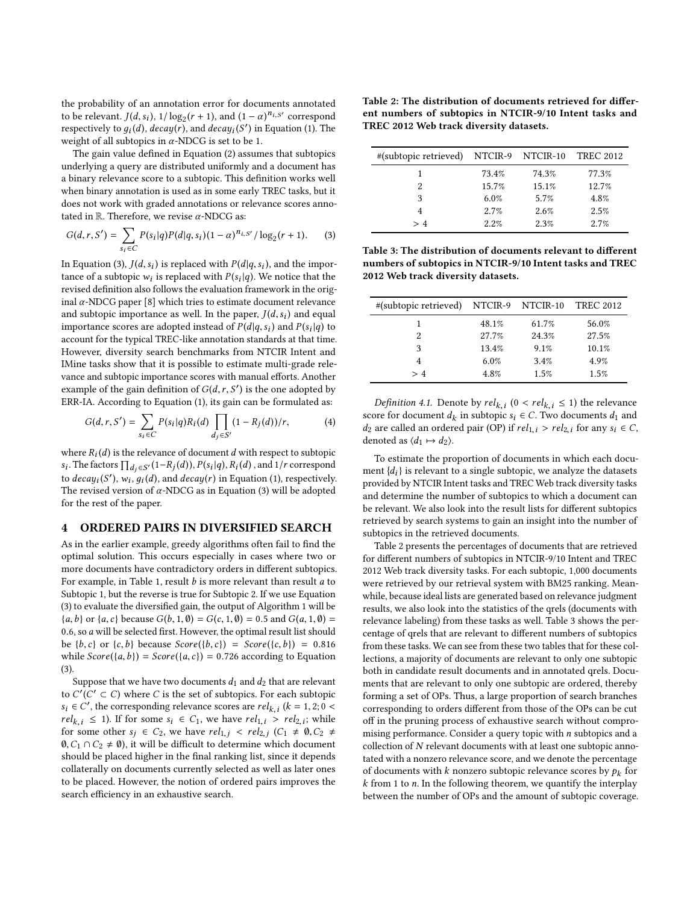the probability of an annotation error for documents annotated to be relevant. $J(d, s_i)$, $1/\log_2(r+1)$, and $(1-\alpha)^{n_{i,S'}}$ correspond respectively to $g_i(d)$, $decay(r)$, and $decay_i(S')$ in Equation (1). The weight of all subtopics in $\alpha$-NDCG is set to be 1.

The gain value defined in Equation (2) assumes that subtopics underlying a query are distributed uniformly and a document has a binary relevance score to a subtopic. This definition works well when binary annotation is used as in some early TREC tasks, but it does not work with graded annotations or relevance scores annotated in $\mathbb{R}$. Therefore, we revise $\alpha$-NDCG as:

$$G(d, r, S') = \sum_{s_i \in C} P(s_i|q)P(d|q, s_i)(1-\alpha)^{n_{i,S'}} / \log_2(r+1). \qquad (3)$$

In Equation (3), $J(d, s_i)$ is replaced with $P(d|q, s_i)$, and the importance of a subtopic $w_i$ is replaced with $P(s_i|q)$. We notice that the revised definition also follows the evaluation framework in the original $\alpha$-NDCG paper [8] which tries to estimate document relevance and subtopic importance as well. In the paper, $J(d, s_i)$ and equal importance scores are adopted instead of $P(d|q, s_i)$ and $P(s_i|q)$ to account for the typical TREC-like annotation standards at that time. However, diversity search benchmarks from NTCIR Intent and IMine tasks show that it is possible to estimate multi-grade relevance and subtopic importance scores with manual efforts. Another example of the gain definition of $G(d, r, S')$ is the one adopted by ERR-IA. According to Equation (1), its gain can be formulated as:

$$G(d, r, S') = \sum_{s_i \in C} P(s_i|q)R_i(d) \prod_{d_j \in S'} (1 - R_j(d))/r, \qquad (4)$$

where $R_i(d)$ is the relevance of document $d$ with respect to subtopic $s_i$. The factors $\prod_{d_j \in S'}(1-R_j(d))$, $P(s_i|q)$, $R_i(d)$, and $1/r$ correspond to $decay_i(S')$, $w_i$, $g_i(d)$, and $decay(r)$ in Equation (1), respectively. The revised version of $\alpha$-NDCG as in Equation (3) will be adopted for the rest of the paper.

## 4 ORDERED PAIRS IN DIVERSIFIED SEARCH

As in the earlier example, greedy algorithms often fail to find the optimal solution. This occurs especially in cases where two or more documents have contradictory orders in different subtopics. For example, in Table 1, result $b$ is more relevant than result $a$ to Subtopic 1, but the reverse is true for Subtopic 2. If we use Equation (3) to evaluate the diversified gain, the output of Algorithm 1 will be $\{a, b\}$ or $\{a, c\}$ because $G(b, 1, \emptyset) = G(c, 1, \emptyset) = 0.5$ and $G(a, 1, \emptyset) = 0.6$, so $a$ will be selected first. However, the optimal result list should be $\{b, c\}$ or $\{c, b\}$ because $Score(\{b, c\}) = Score(\{c, b\}) = 0.816$ while $Score(\{a, b\}) = Score(\{a, c\}) = 0.726$ according to Equation (3).

Suppose that we have two documents $d_1$ and $d_2$ that are relevant to $C'(C' \subset C)$ where $C$ is the set of subtopics. For each subtopic $s_i \in C'$, the corresponding relevance scores are $rel_{k,i}$ ($k = 1, 2; 0 < rel_{k,i} \leq 1$). If for some $s_i \in C_1$, we have $rel_{1,i} > rel_{2,i}$; while for some other $s_j \in C_2$, we have $rel_{1,j} < rel_{2,j}$ ($C_1 \neq \emptyset, C_2 \neq \emptyset, C_1 \cap C_2 \neq \emptyset$), it will be difficult to determine which document should be placed higher in the final ranking list, since it depends collaterally on documents currently selected as well as later ones to be placed. However, the notion of ordered pairs improves the search efficiency in an exhaustive search.

**Table 2: The distribution of documents retrieved for different numbers of subtopics in NTCIR-9/10 Intent tasks and TREC 2012 Web track diversity datasets.**

| #(subtopic retrieved) | NTCIR-9 | NTCIR-10 | TREC 2012 |
|---|---|---|---|
| 1 | 73.4% | 74.3% | 77.3% |
| 2 | 15.7% | 15.1% | 12.7% |
| 3 | 6.0% | 5.7% | 4.8% |
| 4 | 2.7% | 2.6% | 2.5% |
| > 4 | 2.2% | 2.3% | 2.7% |

**Table 3: The distribution of documents relevant to different numbers of subtopics in NTCIR-9/10 Intent tasks and TREC 2012 Web track diversity datasets.**

| #(subtopic retrieved) | NTCIR-9 | NTCIR-10 | TREC 2012 |
|---|---|---|---|
| 1 | 48.1% | 61.7% | 56.0% |
| 2 | 27.7% | 24.3% | 27.5% |
| 3 | 13.4% | 9.1% | 10.1% |
| 4 | 6.0% | 3.4% | 4.9% |
| > 4 | 4.8% | 1.5% | 1.5% |

*Definition 4.1.* Denote by $rel_{k,i}$ ($0 < rel_{k,i} \leq 1$) the relevance score for document $d_k$ in subtopic $s_i \in C$. Two documents $d_1$ and $d_2$ are called an ordered pair (OP) if $rel_{1,i} > rel_{2,i}$ for any $s_i \in C$, denoted as $\langle d_1 \mapsto d_2 \rangle$.

To estimate the proportion of documents in which each document $\{d_i\}$ is relevant to a single subtopic, we analyze the datasets provided by NTCIR Intent tasks and TREC Web track diversity tasks and determine the number of subtopics to which a document can be relevant. We also look into the result lists for different subtopics retrieved by search systems to gain an insight into the number of subtopics in the retrieved documents.

Table 2 presents the percentages of documents that are retrieved for different numbers of subtopics in NTCIR-9/10 Intent and TREC 2012 Web track diversity tasks. For each subtopic, 1,000 documents were retrieved by our retrieval system with BM25 ranking. Meanwhile, because ideal lists are generated based on relevance judgment results, we also look into the statistics of the qrels (documents with relevance labeling) from these tasks as well. Table 3 shows the percentage of qrels that are relevant to different numbers of subtopics from these tasks. We can see from these two tables that for these collections, a majority of documents are relevant to only one subtopic both in candidate result documents and in annotated qrels. Documents that are relevant to only one subtopic are ordered, thereby forming a set of OPs. Thus, a large proportion of search branches corresponding to orders different from those of the OPs can be cut off in the pruning process of exhaustive search without compromising performance. Consider a query topic with $n$ subtopics and a collection of $N$ relevant documents with at least one subtopic annotated with a nonzero relevance score, and we denote the percentage of documents with $k$ nonzero subtopic relevance scores by $p_k$ for $k$ from 1 to $n$. In the following theorem, we quantify the interplay between the number of OPs and the amount of subtopic coverage.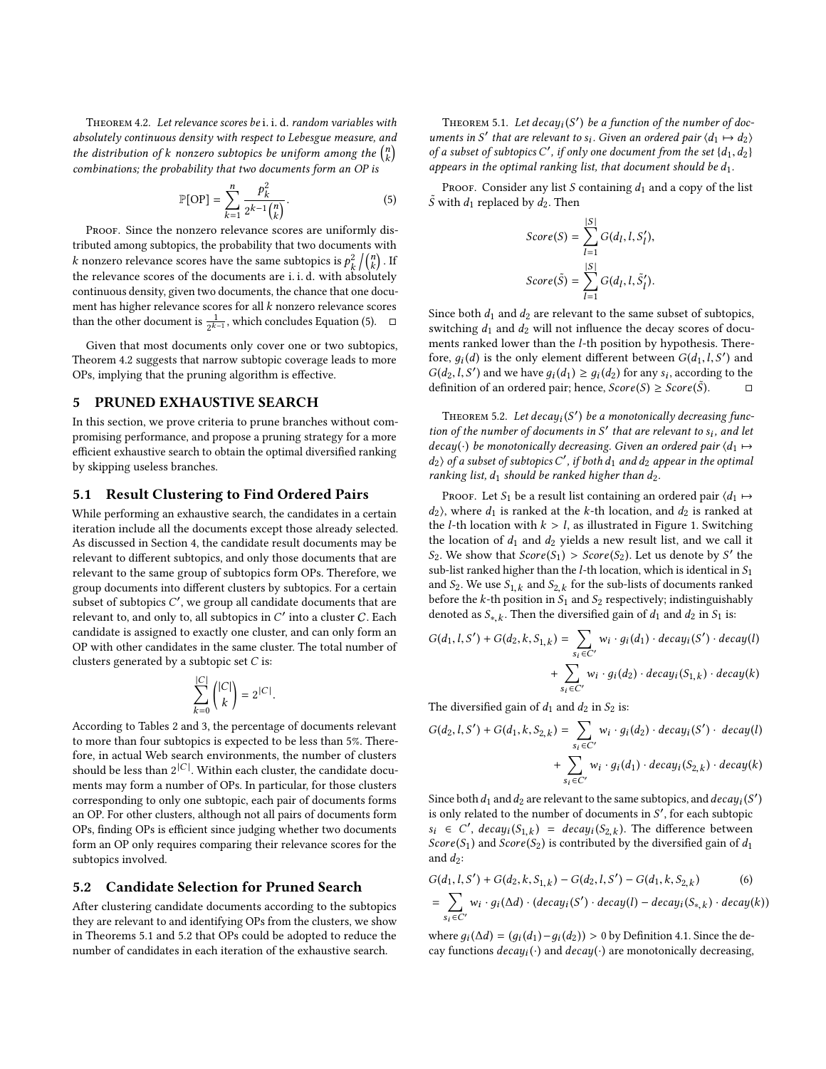Theorem 4.2. *Let relevance scores be* i. i. d. *random variables with absolutely continuous density with respect to Lebesgue measure, and the distribution of $k$ nonzero subtopics be uniform among the $\binom{n}{k}$ combinations; the probability that two documents form an OP is*

$$\mathbb{P}[\text{OP}] = \sum_{k=1}^{n} \frac{p_k^2}{2^{k-1}\binom{n}{k}}. \tag{5}$$

Proof. Since the nonzero relevance scores are uniformly distributed among subtopics, the probability that two documents with $k$ nonzero relevance scores have the same subtopics is $p_k^2 \big/ \binom{n}{k}$. If the relevance scores of the documents are i. i. d. with absolutely continuous density, given two documents, the chance that one document has higher relevance scores for all $k$ nonzero relevance scores than the other document is $\frac{1}{2^{k-1}}$, which concludes Equation (5). □

Given that most documents only cover one or two subtopics, Theorem 4.2 suggests that narrow subtopic coverage leads to more OPs, implying that the pruning algorithm is effective.

# 5 PRUNED EXHAUSTIVE SEARCH

In this section, we prove criteria to prune branches without compromising performance, and propose a pruning strategy for a more efficient exhaustive search to obtain the optimal diversified ranking by skipping useless branches.

## 5.1 Result Clustering to Find Ordered Pairs

While performing an exhaustive search, the candidates in a certain iteration include all the documents except those already selected. As discussed in Section 4, the candidate result documents may be relevant to different subtopics, and only those documents that are relevant to the same group of subtopics form OPs. Therefore, we group documents into different clusters by subtopics. For a certain subset of subtopics $C'$, we group all candidate documents that are relevant to, and only to, all subtopics in $C'$ into a cluster $C$. Each candidate is assigned to exactly one cluster, and can only form an OP with other candidates in the same cluster. The total number of clusters generated by a subtopic set $C$ is:

$$\sum_{k=0}^{|C|} \binom{|C|}{k} = 2^{|C|}.$$

According to Tables 2 and 3, the percentage of documents relevant to more than four subtopics is expected to be less than 5%. Therefore, in actual Web search environments, the number of clusters should be less than $2^{|C|}$. Within each cluster, the candidate documents may form a number of OPs. In particular, for those clusters corresponding to only one subtopic, each pair of documents forms an OP. For other clusters, although not all pairs of documents form OPs, finding OPs is efficient since judging whether two documents form an OP only requires comparing their relevance scores for the subtopics involved.

## 5.2 Candidate Selection for Pruned Search

After clustering candidate documents according to the subtopics they are relevant to and identifying OPs from the clusters, we show in Theorems 5.1 and 5.2 that OPs could be adopted to reduce the number of candidates in each iteration of the exhaustive search.

Theorem 5.1. *Let $decay_i(S')$ be a function of the number of documents in $S'$ that are relevant to $s_i$. Given an ordered pair $\langle d_1 \mapsto d_2 \rangle$ of a subset of subtopics $C'$, if only one document from the set $\{d_1, d_2\}$ appears in the optimal ranking list, that document should be $d_1$.*

Proof. Consider any list $S$ containing $d_1$ and a copy of the list $\tilde{S}$ with $d_1$ replaced by $d_2$. Then

$$Score(S) = \sum_{l=1}^{|S|} G(d_l, l, S'_l),$$

$$Score(\tilde{S}) = \sum_{l=1}^{|S|} G(d_l, l, \tilde{S}'_l).$$

Since both $d_1$ and $d_2$ are relevant to the same subset of subtopics, switching $d_1$ and $d_2$ will not influence the decay scores of documents ranked lower than the $l$-th position by hypothesis. Therefore, $g_i(d)$ is the only element different between $G(d_1, l, S')$ and $G(d_2, l, S')$ and we have $g_i(d_1) \geq g_i(d_2)$ for any $s_i$, according to the definition of an ordered pair; hence, $Score(S) \geq Score(\tilde{S})$. □

Theorem 5.2. *Let $decay_i(S')$ be a monotonically decreasing function of the number of documents in $S'$ that are relevant to $s_i$, and let $decay(\cdot)$ be monotonically decreasing. Given an ordered pair $\langle d_1 \mapsto d_2 \rangle$ of a subset of subtopics $C'$, if both $d_1$ and $d_2$ appear in the optimal ranking list, $d_1$ should be ranked higher than $d_2$.*

Proof. Let $S_1$ be a result list containing an ordered pair $\langle d_1 \mapsto d_2 \rangle$, where $d_1$ is ranked at the $k$-th location, and $d_2$ is ranked at the $l$-th location with $k > l$, as illustrated in Figure 1. Switching the location of $d_1$ and $d_2$ yields a new result list, and we call it $S_2$. We show that $Score(S_1) > Score(S_2)$. Let us denote by $S'$ the sub-list ranked higher than the $l$-th location, which is identical in $S_1$ and $S_2$. We use $S_{1,k}$ and $S_{2,k}$ for the sub-lists of documents ranked before the $k$-th position in $S_1$ and $S_2$ respectively; indistinguishably denoted as $S_{*,k}$. Then the diversified gain of $d_1$ and $d_2$ in $S_1$ is:

$$G(d_1, l, S') + G(d_2, k, S_{1,k}) = \sum_{s_i \in C'} w_i \cdot g_i(d_1) \cdot decay_i(S') \cdot decay(l) + \sum_{s_i \in C'} w_i \cdot g_i(d_2) \cdot decay_i(S_{1,k}) \cdot decay(k)$$

The diversified gain of $d_1$ and $d_2$ in $S_2$ is:

$$G(d_2, l, S') + G(d_1, k, S_{2,k}) = \sum_{s_i \in C'} w_i \cdot g_i(d_2) \cdot decay_i(S') \cdot decay(l) + \sum_{s_i \in C'} w_i \cdot g_i(d_1) \cdot decay_i(S_{2,k}) \cdot decay(k)$$

Since both $d_1$ and $d_2$ are relevant to the same subtopics, and $decay_i(S')$ is only related to the number of documents in $S'$, for each subtopic $s_i \in C'$, $decay_i(S_{1,k}) = decay_i(S_{2,k})$. The difference between $Score(S_1)$ and $Score(S_2)$ is contributed by the diversified gain of $d_1$ and $d_2$:

$$\begin{aligned} & G(d_1, l, S') + G(d_2, k, S_{1,k}) - G(d_2, l, S') - G(d_1, k, S_{2,k}) \\ = & \sum_{s_i \in C'} w_i \cdot g_i(\Delta d) \cdot (decay_i(S') \cdot decay(l) - decay_i(S_{*,k}) \cdot decay(k)) \end{aligned} \tag{6}$$

where $g_i(\Delta d) = (g_i(d_1) - g_i(d_2)) > 0$ by Definition 4.1. Since the decay functions $decay_i(\cdot)$ and $decay(\cdot)$ are monotonically decreasing,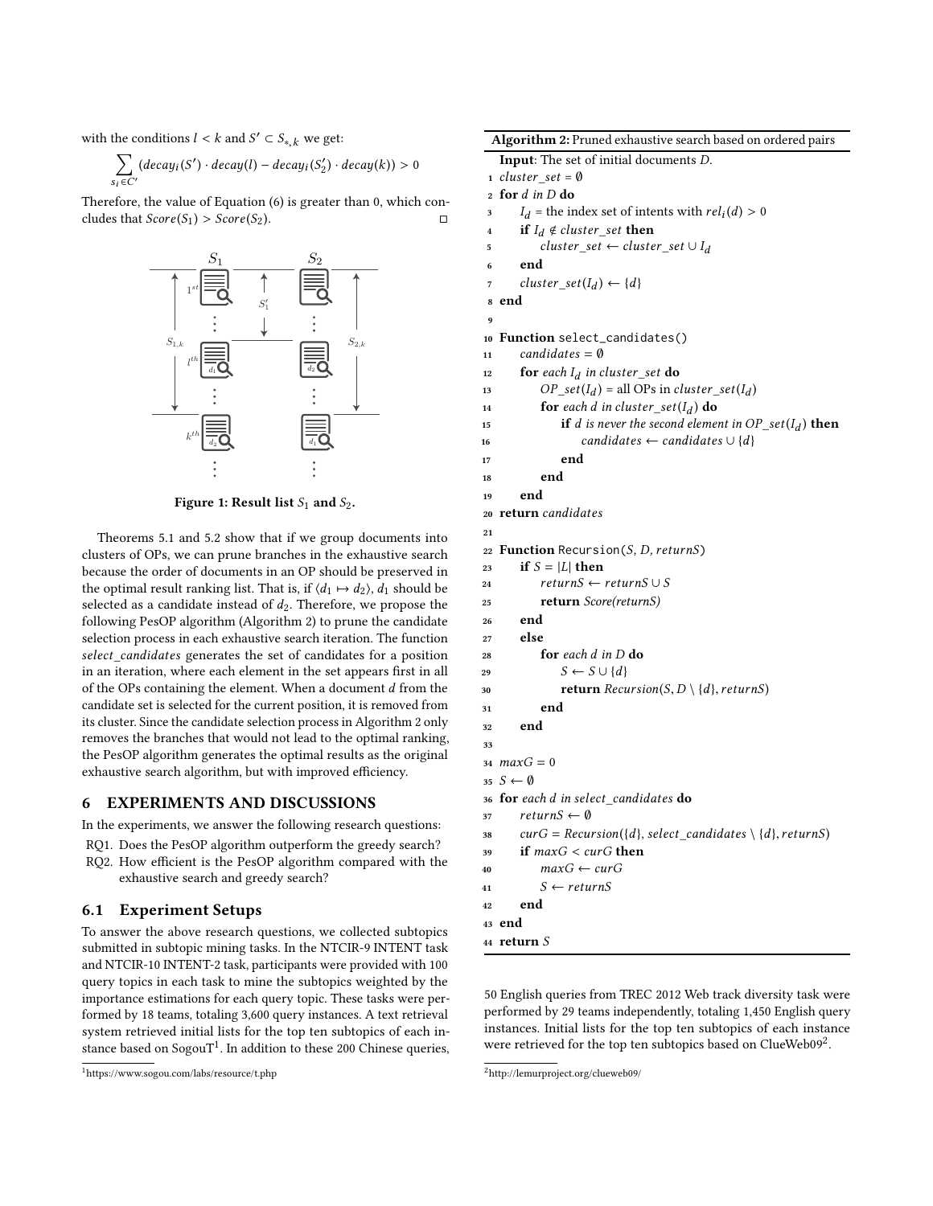with the conditions $l < k$ and $S' \subset S_{*,k}$ we get:

$$\sum_{s_i \in C'} (decay_i(S') \cdot decay(l) - decay_i(S'_2) \cdot decay(k)) > 0$$

Therefore, the value of Equation (6) is greater than 0, which concludes that $Score(S_1) > Score(S_2)$. □

**Figure 1: Result list $S_1$ and $S_2$.**

Theorems 5.1 and 5.2 show that if we group documents into clusters of OPs, we can prune branches in the exhaustive search because the order of documents in an OP should be preserved in the optimal result ranking list. That is, if $\langle d_1 \mapsto d_2 \rangle$, $d_1$ should be selected as a candidate instead of $d_2$. Therefore, we propose the following PesOP algorithm (Algorithm 2) to prune the candidate selection process in each exhaustive search iteration. The function *select_candidates* generates the set of candidates for a position in an iteration, where each element in the set appears first in all of the OPs containing the element. When a document $d$ from the candidate set is selected for the current position, it is removed from its cluster. Since the candidate selection process in Algorithm 2 only removes the branches that would not lead to the optimal ranking, the PesOP algorithm generates the optimal results as the original exhaustive search algorithm, but with improved efficiency.

**Algorithm 2:** Pruned exhaustive search based on ordered pairs

```
Input: The set of initial documents D.
1  cluster_set = ∅
2  for d in D do
3      I_d = the index set of intents with rel_i(d) > 0
4      if I_d ∉ cluster_set then
5          cluster_set ← cluster_set ∪ I_d
6      end
7      cluster_set(I_d) ← {d}
8  end
9
10 Function select_candidates()
11     candidates = ∅
12     for each I_d in cluster_set do
13         OP_set(I_d) = all OPs in cluster_set(I_d)
14         for each d in cluster_set(I_d) do
15             if d is never the second element in OP_set(I_d) then
16                 candidates ← candidates ∪ {d}
17             end
18         end
19     end
20 return candidates
21
22 Function Recursion(S, D, returnS)
23     if S = |L| then
24         returnS ← returnS ∪ S
25         return Score(returnS)
26     end
27     else
28         for each d in D do
29             S ← S ∪ {d}
30             return Recursion(S, D \ {d}, returnS)
31         end
32     end
33
34 maxG = 0
35 S ← ∅
36 for each d in select_candidates do
37     returnS ← ∅
38     curG = Recursion({d}, select_candidates \ {d}, returnS)
39     if maxG < curG then
40         maxG ← curG
41         S ← returnS
42     end
43 end
44 return S
```

## 6 EXPERIMENTS AND DISCUSSIONS

In the experiments, we answer the following research questions:

RQ1. Does the PesOP algorithm outperform the greedy search?

RQ2. How efficient is the PesOP algorithm compared with the exhaustive search and greedy search?

### 6.1 Experiment Setups

To answer the above research questions, we collected subtopics submitted in subtopic mining tasks. In the NTCIR-9 INTENT task and NTCIR-10 INTENT-2 task, participants were provided with 100 query topics in each task to mine the subtopics weighted by the importance estimations for each query topic. These tasks were performed by 18 teams, totaling 3,600 query instances. A text retrieval system retrieved initial lists for the top ten subtopics of each instance based on SogouT[1]. In addition to these 200 Chinese queries, 50 English queries from TREC 2012 Web track diversity task were performed by 29 teams independently, totaling 1,450 English query instances. Initial lists for the top ten subtopics of each instance were retrieved for the top ten subtopics based on ClueWeb09[2].

[1] https://www.sogou.com/labs/resource/t.php

[2] http://lemurproject.org/clueweb09/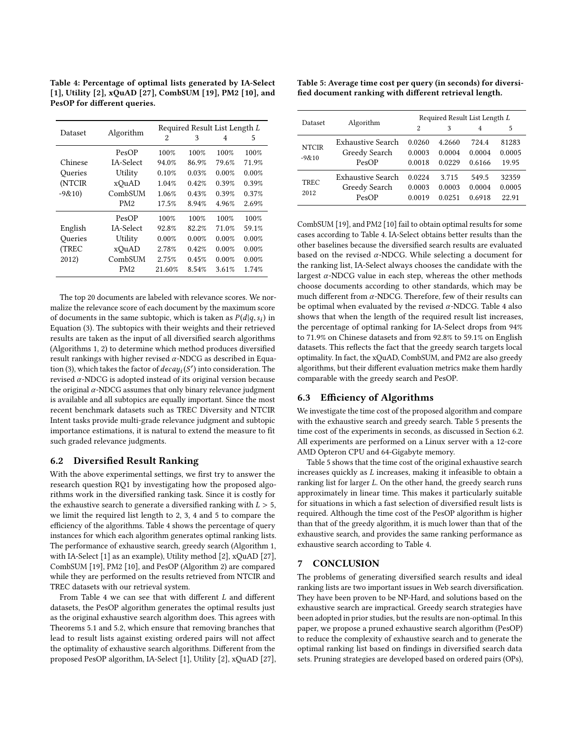**Table 4: Percentage of optimal lists generated by IA-Select [1], Utility [2], xQuAD [27], CombSUM [19], PM2 [10], and PesOP for different queries.**

| Dataset | Algorithm | Required Result List Length $L$ | | | |
|---|---|---|---|---|---|
| | | 2 | 3 | 4 | 5 |
| Chinese Queries (NTCIR -9&10) | PesOP | 100% | 100% | 100% | 100% |
| | IA-Select | 94.0% | 86.9% | 79.6% | 71.9% |
| | Utility | 0.10% | 0.03% | 0.00% | 0.00% |
| | xQuAD | 1.04% | 0.42% | 0.39% | 0.39% |
| | CombSUM | 1.06% | 0.43% | 0.39% | 0.37% |
| | PM2 | 17.5% | 8.94% | 4.96% | 2.69% |
| English Queries (TREC 2012) | PesOP | 100% | 100% | 100% | 100% |
| | IA-Select | 92.8% | 82.2% | 71.0% | 59.1% |
| | Utility | 0.00% | 0.00% | 0.00% | 0.00% |
| | xQuAD | 2.78% | 0.42% | 0.00% | 0.00% |
| | CombSUM | 2.75% | 0.45% | 0.00% | 0.00% |
| | PM2 | 21.60% | 8.54% | 3.61% | 1.74% |

The top 20 documents are labeled with relevance scores. We normalize the relevance score of each document by the maximum score of documents in the same subtopic, which is taken as $P(d|q, s_i)$ in Equation (3). The subtopics with their weights and their retrieved results are taken as the input of all diversified search algorithms (Algorithms 1, 2) to determine which method produces diversified result rankings with higher revised $\alpha$-NDCG as described in Equation (3), which takes the factor of $decay_i(S')$ into consideration. The revised $\alpha$-NDCG is adopted instead of its original version because the original $\alpha$-NDCG assumes that only binary relevance judgment is available and all subtopics are equally important. Since the most recent benchmark datasets such as TREC Diversity and NTCIR Intent tasks provide multi-grade relevance judgment and subtopic importance estimations, it is natural to extend the measure to fit such graded relevance judgments.

## 6.2 Diversified Result Ranking

With the above experimental settings, we first try to answer the research question RQ1 by investigating how the proposed algorithms work in the diversified ranking task. Since it is costly for the exhaustive search to generate a diversified ranking with $L > 5$, we limit the required list length to 2, 3, 4 and 5 to compare the efficiency of the algorithms. Table 4 shows the percentage of query instances for which each algorithm generates optimal ranking lists. The performance of exhaustive search, greedy search (Algorithm 1, with IA-Select [1] as an example), Utility method [2], xQuAD [27], CombSUM [19], PM2 [10], and PesOP (Algorithm 2) are compared while they are performed on the results retrieved from NTCIR and TREC datasets with our retrieval system.

From Table 4 we can see that with different $L$ and different datasets, the PesOP algorithm generates the optimal results just as the original exhaustive search algorithm does. This agrees with Theorems 5.1 and 5.2, which ensure that removing branches that lead to result lists against existing ordered pairs will not affect the optimality of exhaustive search algorithms. Different from the proposed PesOP algorithm, IA-Select [1], Utility [2], xQuAD [27], CombSUM [19], and PM2 [10] fail to obtain optimal results for some cases according to Table 4. IA-Select obtains better results than the other baselines because the diversified search results are evaluated based on the revised $\alpha$-NDCG. While selecting a document for the ranking list, IA-Select always chooses the candidate with the largest $\alpha$-NDCG value in each step, whereas the other methods choose documents according to other standards, which may be much different from $\alpha$-NDCG. Therefore, few of their results can be optimal when evaluated by the revised $\alpha$-NDCG. Table 4 also shows that when the length of the required result list increases, the percentage of optimal ranking for IA-Select drops from 94% to 71.9% on Chinese datasets and from 92.8% to 59.1% on English datasets. This reflects the fact that the greedy search targets local optimality. In fact, the xQuAD, CombSUM, and PM2 are also greedy algorithms, but their different evaluation metrics make them hardly comparable with the greedy search and PesOP.

**Table 5: Average time cost per query (in seconds) for diversified document ranking with different retrieval length.**

| Dataset | Algorithm | Required Result List Length $L$ | | | |
|---|---|---|---|---|---|
| | | 2 | 3 | 4 | 5 |
| NTCIR -9&10 | Exhaustive Search | 0.0260 | 4.2660 | 724.4 | 81283 |
| | Greedy Search | 0.0003 | 0.0004 | 0.0004 | 0.0005 |
| | PesOP | 0.0018 | 0.0229 | 0.6166 | 19.95 |
| TREC 2012 | Exhaustive Search | 0.0224 | 3.715 | 549.5 | 32359 |
| | Greedy Search | 0.0003 | 0.0003 | 0.0004 | 0.0005 |
| | PesOP | 0.0019 | 0.0251 | 0.6918 | 22.91 |

## 6.3 Efficiency of Algorithms

We investigate the time cost of the proposed algorithm and compare with the exhaustive search and greedy search. Table 5 presents the time cost of the experiments in seconds, as discussed in Section 6.2. All experiments are performed on a Linux server with a 12-core AMD Opteron CPU and 64-Gigabyte memory.

Table 5 shows that the time cost of the original exhaustive search increases quickly as $L$ increases, making it infeasible to obtain a ranking list for larger $L$. On the other hand, the greedy search runs approximately in linear time. This makes it particularly suitable for situations in which a fast selection of diversified result lists is required. Although the time cost of the PesOP algorithm is higher than that of the greedy algorithm, it is much lower than that of the exhaustive search, and provides the same ranking performance as exhaustive search according to Table 4.

## 7 CONCLUSION

The problems of generating diversified search results and ideal ranking lists are two important issues in Web search diversification. They have been proven to be NP-Hard, and solutions based on the exhaustive search are impractical. Greedy search strategies have been adopted in prior studies, but the results are non-optimal. In this paper, we propose a pruned exhaustive search algorithm (PesOP) to reduce the complexity of exhaustive search and to generate the optimal ranking list based on findings in diversified search data sets. Pruning strategies are developed based on ordered pairs (OPs),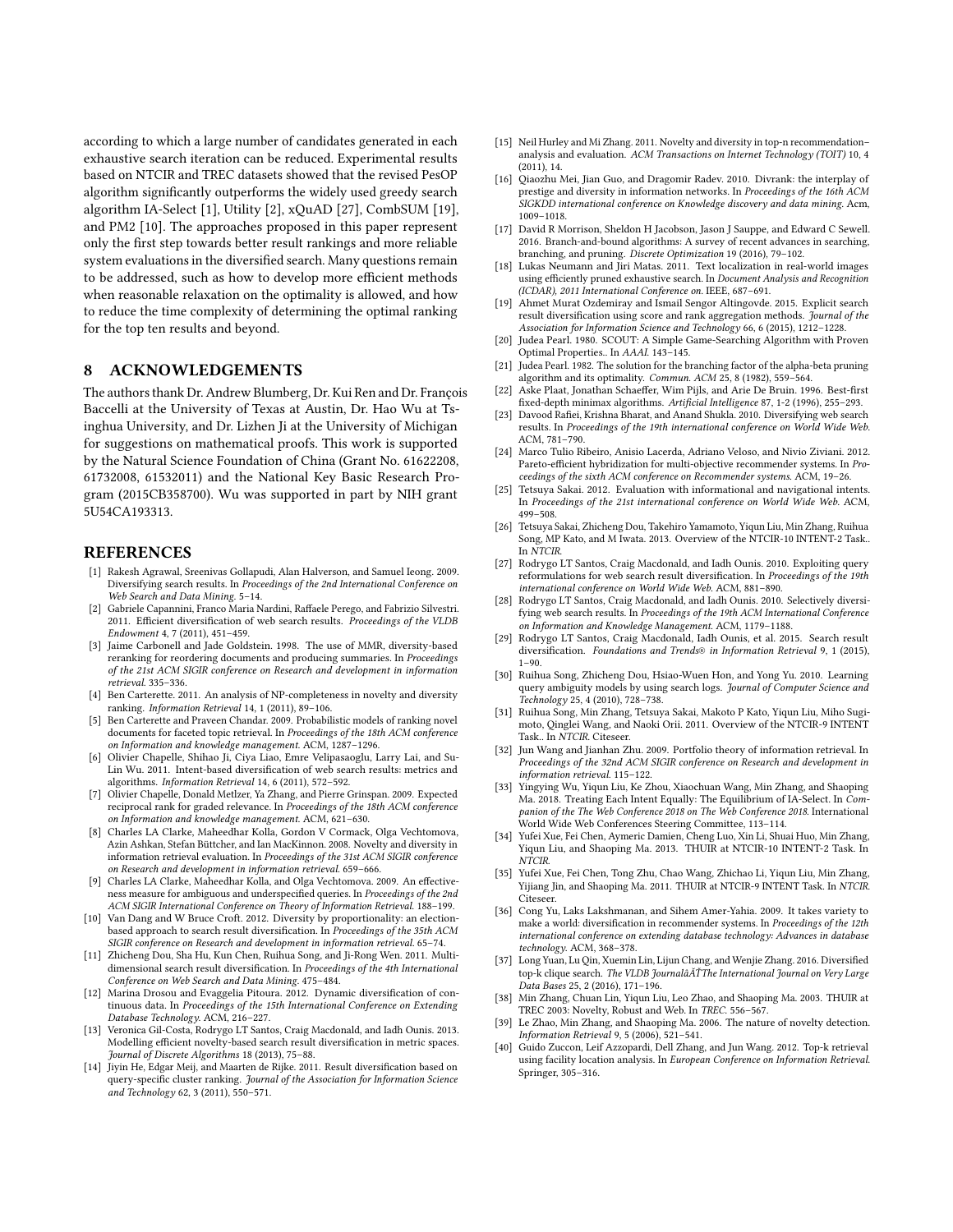according to which a large number of candidates generated in each exhaustive search iteration can be reduced. Experimental results based on NTCIR and TREC datasets showed that the revised PesOP algorithm significantly outperforms the widely used greedy search algorithm IA-Select [1], Utility [2], xQuAD [27], CombSUM [19], and PM2 [10]. The approaches proposed in this paper represent only the first step towards better result rankings and more reliable system evaluations in the diversified search. Many questions remain to be addressed, such as how to develop more efficient methods when reasonable relaxation on the optimality is allowed, and how to reduce the time complexity of determining the optimal ranking for the top ten results and beyond.

## 8 ACKNOWLEDGEMENTS

The authors thank Dr. Andrew Blumberg, Dr. Kui Ren and Dr. François Baccelli at the University of Texas at Austin, Dr. Hao Wu at Tsinghua University, and Dr. Lizhen Ji at the University of Michigan for suggestions on mathematical proofs. This work is supported by the Natural Science Foundation of China (Grant No. 61622208, 61732008, 61532011) and the National Key Basic Research Program (2015CB358700). Wu was supported in part by NIH grant 5U54CA193313.

## REFERENCES

- [1] Rakesh Agrawal, Sreenivas Gollapudi, Alan Halverson, and Samuel Ieong. 2009. Diversifying search results. In *Proceedings of the 2nd International Conference on Web Search and Data Mining*. 5–14.
- [2] Gabriele Capannini, Franco Maria Nardini, Raffaele Perego, and Fabrizio Silvestri. 2011. Efficient diversification of web search results. *Proceedings of the VLDB Endowment* 4, 7 (2011), 451–459.
- [3] Jaime Carbonell and Jade Goldstein. 1998. The use of MMR, diversity-based reranking for reordering documents and producing summaries. In *Proceedings of the 21st ACM SIGIR conference on Research and development in information retrieval*. 335–336.
- [4] Ben Carterette. 2011. An analysis of NP-completeness in novelty and diversity ranking. *Information Retrieval* 14, 1 (2011), 89–106.
- [5] Ben Carterette and Praveen Chandar. 2009. Probabilistic models of ranking novel documents for faceted topic retrieval. In *Proceedings of the 18th ACM conference on Information and knowledge management*. ACM, 1287–1296.
- [6] Olivier Chapelle, Shihao Ji, Ciya Liao, Emre Velipasaoglu, Larry Lai, and Su-Lin Wu. 2011. Intent-based diversification of web search results: metrics and algorithms. *Information Retrieval* 14, 6 (2011), 572–592.
- [7] Olivier Chapelle, Donald Metlzer, Ya Zhang, and Pierre Grinspan. 2009. Expected reciprocal rank for graded relevance. In *Proceedings of the 18th ACM conference on Information and knowledge management*. ACM, 621–630.
- [8] Charles LA Clarke, Maheedhar Kolla, Gordon V Cormack, Olga Vechtomova, Azin Ashkan, Stefan Büttcher, and Ian MacKinnon. 2008. Novelty and diversity in information retrieval evaluation. In *Proceedings of the 31st ACM SIGIR conference on Research and development in information retrieval*. 659–666.
- [9] Charles LA Clarke, Maheedhar Kolla, and Olga Vechtomova. 2009. An effectiveness measure for ambiguous and underspecified queries. In *Proceedings of the 2nd ACM SIGIR International Conference on Theory of Information Retrieval*. 188–199.
- [10] Van Dang and W Bruce Croft. 2012. Diversity by proportionality: an election-based approach to search result diversification. In *Proceedings of the 35th ACM SIGIR conference on Research and development in information retrieval*. 65–74.
- [11] Zhicheng Dou, Sha Hu, Kun Chen, Ruihua Song, and Ji-Rong Wen. 2011. Multi-dimensional search result diversification. In *Proceedings of the 4th International Conference on Web Search and Data Mining*. 475–484.
- [12] Marina Drosou and Evaggelia Pitoura. 2012. Dynamic diversification of continuous data. In *Proceedings of the 15th International Conference on Extending Database Technology*. ACM, 216–227.
- [13] Veronica Gil-Costa, Rodrygo LT Santos, Craig Macdonald, and Iadh Ounis. 2013. Modelling efficient novelty-based search result diversification in metric spaces. *Journal of Discrete Algorithms* 18 (2013), 75–88.
- [14] Jiyin He, Edgar Meij, and Maarten de Rijke. 2011. Result diversification based on query-specific cluster ranking. *Journal of the Association for Information Science and Technology* 62, 3 (2011), 550–571.
- [15] Neil Hurley and Mi Zhang. 2011. Novelty and diversity in top-n recommendation–analysis and evaluation. *ACM Transactions on Internet Technology (TOIT)* 10, 4 (2011), 14.
- [16] Qiaozhu Mei, Jian Guo, and Dragomir Radev. 2010. Divrank: the interplay of prestige and diversity in information networks. In *Proceedings of the 16th ACM SIGKDD international conference on Knowledge discovery and data mining*. Acm, 1009–1018.
- [17] David R Morrison, Sheldon H Jacobson, Jason J Sauppe, and Edward C Sewell. 2016. Branch-and-bound algorithms: A survey of recent advances in searching, branching, and pruning. *Discrete Optimization* 19 (2016), 79–102.
- [18] Lukas Neumann and Jiri Matas. 2011. Text localization in real-world images using efficiently pruned exhaustive search. In *Document Analysis and Recognition (ICDAR), 2011 International Conference on*. IEEE, 687–691.
- [19] Ahmet Murat Ozdemiray and Ismail Sengor Altingovde. 2015. Explicit search result diversification using score and rank aggregation methods. *Journal of the Association for Information Science and Technology* 66, 6 (2015), 1212–1228.
- [20] Judea Pearl. 1980. SCOUT: A Simple Game-Searching Algorithm with Proven Optimal Properties.. In *AAAI*. 143–145.
- [21] Judea Pearl. 1982. The solution for the branching factor of the alpha-beta pruning algorithm and its optimality. *Commun. ACM* 25, 8 (1982), 559–564.
- [22] Aske Plaat, Jonathan Schaeffer, Wim Pijls, and Arie De Bruin. 1996. Best-first fixed-depth minimax algorithms. *Artificial Intelligence* 87, 1-2 (1996), 255–293.
- [23] Davood Rafiei, Krishna Bharat, and Anand Shukla. 2010. Diversifying web search results. In *Proceedings of the 19th international conference on World Wide Web*. ACM, 781–790.
- [24] Marco Tulio Ribeiro, Anisio Lacerda, Adriano Veloso, and Nivio Ziviani. 2012. Pareto-efficient hybridization for multi-objective recommender systems. In *Proceedings of the sixth ACM conference on Recommender systems*. ACM, 19–26.
- [25] Tetsuya Sakai. 2012. Evaluation with informational and navigational intents. In *Proceedings of the 21st international conference on World Wide Web*. ACM, 499–508.
- [26] Tetsuya Sakai, Zhicheng Dou, Takehiro Yamamoto, Yiqun Liu, Min Zhang, Ruihua Song, MP Kato, and M Iwata. 2013. Overview of the NTCIR-10 INTENT-2 Task.. In *NTCIR*.
- [27] Rodrygo LT Santos, Craig Macdonald, and Iadh Ounis. 2010. Exploiting query reformulations for web search result diversification. In *Proceedings of the 19th international conference on World Wide Web*. ACM, 881–890.
- [28] Rodrygo LT Santos, Craig Macdonald, and Iadh Ounis. 2010. Selectively diversifying web search results. In *Proceedings of the 19th ACM International Conference on Information and Knowledge Management*. ACM, 1179–1188.
- [29] Rodrygo LT Santos, Craig Macdonald, Iadh Ounis, et al. 2015. Search result diversification. *Foundations and Trends® in Information Retrieval* 9, 1 (2015), 1–90.
- [30] Ruihua Song, Zhicheng Dou, Hsiao-Wuen Hon, and Yong Yu. 2010. Learning query ambiguity models by using search logs. *Journal of Computer Science and Technology* 25, 4 (2010), 728–738.
- [31] Ruihua Song, Min Zhang, Tetsuya Sakai, Makoto P Kato, Yiqun Liu, Miho Sugimoto, Qinglei Wang, and Naoki Orii. 2011. Overview of the NTCIR-9 INTENT Task.. In *NTCIR*. Citeseer.
- [32] Jun Wang and Jianhan Zhu. 2009. Portfolio theory of information retrieval. In *Proceedings of the 32nd ACM SIGIR conference on Research and development in information retrieval*. 115–122.
- [33] Yingying Wu, Yiqun Liu, Ke Zhou, Xiaochuan Wang, Min Zhang, and Shaoping Ma. 2018. Treating Each Intent Equally: The Equilibrium of IA-Select. In *Companion of the The Web Conference 2018 on The Web Conference 2018*. International World Wide Web Conferences Steering Committee, 113–114.
- [34] Yufei Xue, Fei Chen, Aymeric Damien, Cheng Luo, Xin Li, Shuai Huo, Min Zhang, Yiqun Liu, and Shaoping Ma. 2013. THUIR at NTCIR-10 INTENT-2 Task. In *NTCIR*.
- [35] Yufei Xue, Fei Chen, Tong Zhu, Chao Wang, Zhichao Li, Yiqun Liu, Min Zhang, Yijiang Jin, and Shaoping Ma. 2011. THUIR at NTCIR-9 INTENT Task. In *NTCIR*. Citeseer.
- [36] Cong Yu, Laks Lakshmanan, and Sihem Amer-Yahia. 2009. It takes variety to make a world: diversification in recommender systems. In *Proceedings of the 12th international conference on extending database technology: Advances in database technology*. ACM, 368–378.
- [37] Long Yuan, Lu Qin, Xuemin Lin, Lijun Chang, and Wenjie Zhang. 2016. Diversified top-k clique search. *The VLDB JournalâĂŤThe International Journal on Very Large Data Bases* 25, 2 (2016), 171–196.
- [38] Min Zhang, Chuan Lin, Yiqun Liu, Leo Zhao, and Shaoping Ma. 2003. THUIR at TREC 2003: Novelty, Robust and Web. In *TREC*. 556–567.
- [39] Le Zhao, Min Zhang, and Shaoping Ma. 2006. The nature of novelty detection. *Information Retrieval* 9, 5 (2006), 521–541.
- [40] Guido Zuccon, Leif Azzopardi, Dell Zhang, and Jun Wang. 2012. Top-k retrieval using facility location analysis. In *European Conference on Information Retrieval*. Springer, 305–316.